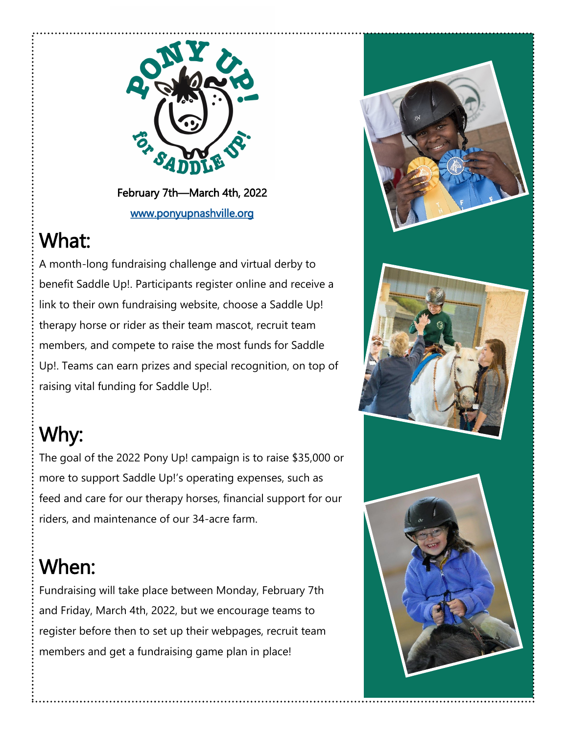February 7th—March 4th, 2022

www.ponyupnashville.org

# What:

A month-long fundraising challenge and virtual derby to benefit Saddle Up!. Participants register online and receive a link to their own fundraising website, choose a Saddle Up! therapy horse or rider as their team mascot, recruit team members, and compete to raise the most funds for Saddle Up!. Teams can earn prizes and special recognition, on top of raising vital funding for Saddle Up!.

# Why:

The goal of the 2022 Pony Up! campaign is to raise $35,000 or more to support Saddle Up!'s operating expenses, such as feed and care for our therapy horses, financial support for our riders, and maintenance of our 34-acre farm.

# When:

Fundraising will take place between Monday, February 7th and Friday, March 4th, 2022, but we encourage teams to register before then to set up their webpages, recruit team members and get a fundraising game plan in place!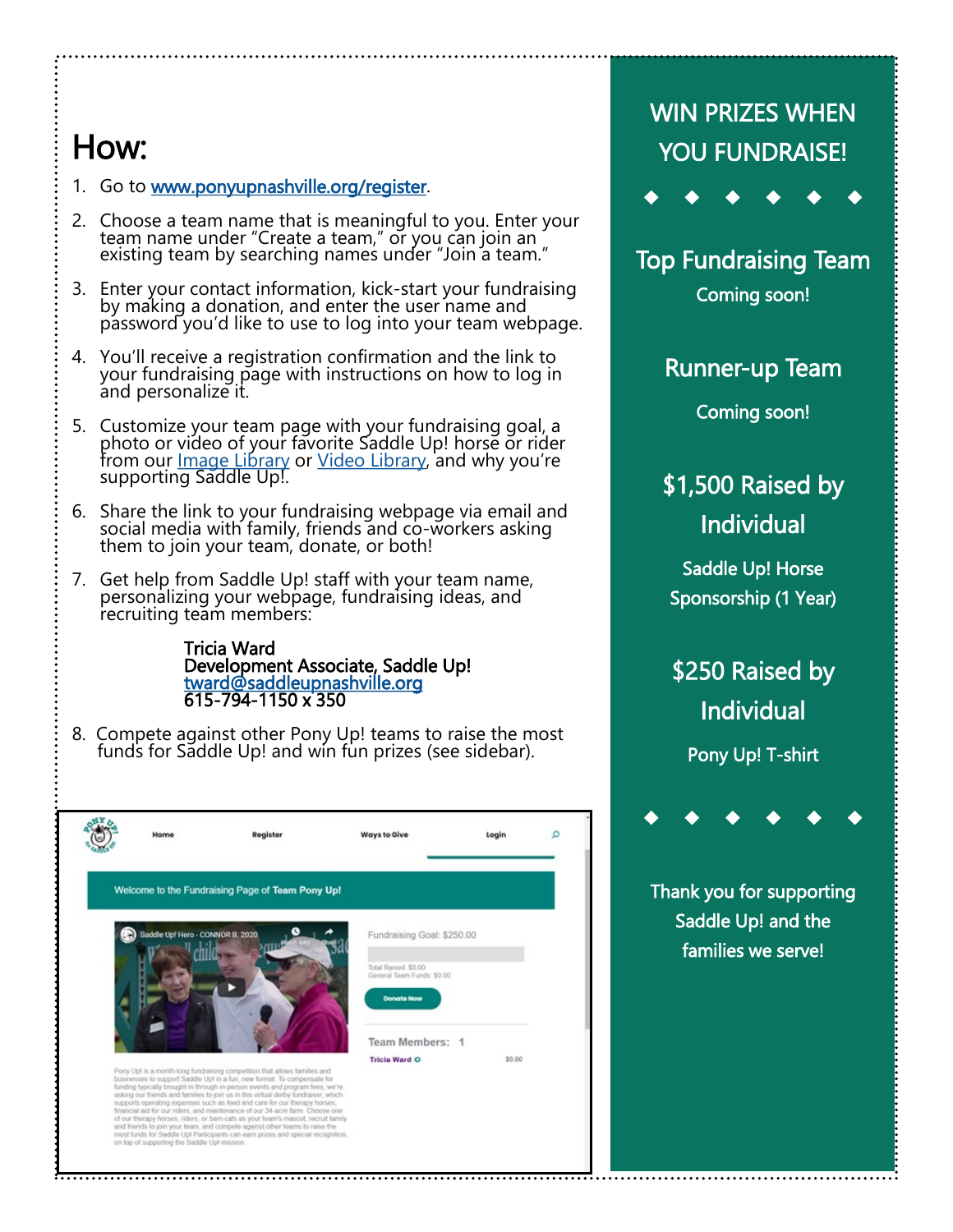## How:

1. Go to www.ponyupnashville.org/register.
2. Choose a team name that is meaningful to you. Enter your team name under "Create a team," or you can join an existing team by searching names under "Join a team."
3. Enter your contact information, kick-start your fundraising by making a donation, and enter the user name and password you'd like to use to log into your team webpage.
4. You'll receive a registration confirmation and the link to your fundraising page with instructions on how to log in and personalize it.
5. Customize your team page with your fundraising goal, a photo or video of your favorite Saddle Up! horse or rider from our Image Library or Video Library, and why you're supporting Saddle Up!.
6. Share the link to your fundraising webpage via email and social media with family, friends and co-workers asking them to join your team, donate, or both!
7. Get help from Saddle Up! staff with your team name, personalizing your webpage, fundraising ideas, and recruiting team members:

   **Tricia Ward**
   **Development Associate, Saddle Up!**
   **tward@saddleupnashville.org**
   **615-794-1150 x 350**

8. Compete against other Pony Up! teams to raise the most funds for Saddle Up! and win fun prizes (see sidebar).

Home Register Ways to Give Login

Welcome to the Fundraising Page of Team Pony Up!

Saddle Up! Hero - CONNOR B. 2020

Fundraising Goal: $250.00

Total Raised: $0.00
General Team Funds: $0.00

Donate Now

Team Members: 1

Tricia Ward $0.00

Pony Up! is a month-long fundraising competition that allows families and businesses to support Saddle Up! in a fun, new format. To compensate for funding typically brought in through in-person events and program fees, we're asking our friends and families to join us in this virtual derby fundraiser, which supports operating expenses such as feed and care for our therapy horses, financial aid for our riders, and maintenance of our 34-acre farm. Choose one of our therapy horses, riders, or barn cats as your team's mascot, recruit family and friends to join your team, and compete against other teams to raise the most funds for Saddle Up! Participants can earn prizes and special recognition on top of supporting the Saddle Up! mission.

## WIN PRIZES WHEN YOU FUNDRAISE!

◆ ◆ ◆ ◆ ◆ ◆

### Top Fundraising Team

Coming soon!

### Runner-up Team

Coming soon!

### $1,500 Raised by Individual

Saddle Up! Horse Sponsorship (1 Year)

### $250 Raised by Individual

Pony Up! T-shirt

◆ ◆ ◆ ◆ ◆ ◆

Thank you for supporting Saddle Up! and the families we serve!